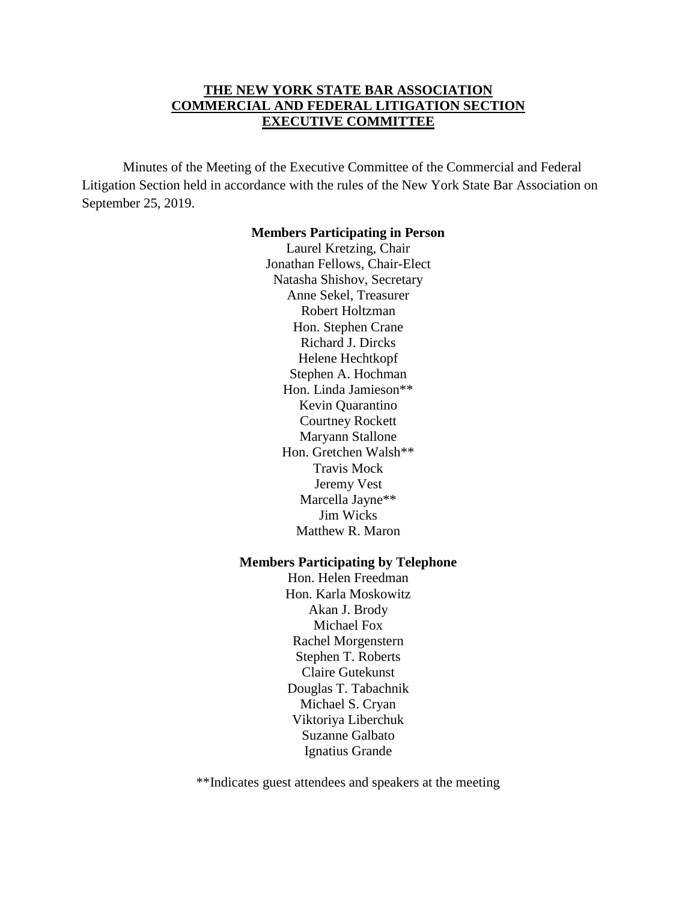**THE NEW YORK STATE BAR ASSOCIATION**
**COMMERCIAL AND FEDERAL LITIGATION SECTION**
**EXECUTIVE COMMITTEE**

Minutes of the Meeting of the Executive Committee of the Commercial and Federal Litigation Section held in accordance with the rules of the New York State Bar Association on September 25, 2019.

**Members Participating in Person**

Laurel Kretzing, Chair
Jonathan Fellows, Chair-Elect
Natasha Shishov, Secretary
Anne Sekel, Treasurer
Robert Holtzman
Hon. Stephen Crane
Richard J. Dircks
Helene Hechtkopf
Stephen A. Hochman
Hon. Linda Jamieson**
Kevin Quarantino
Courtney Rockett
Maryann Stallone
Hon. Gretchen Walsh**
Travis Mock
Jeremy Vest
Marcella Jayne**
Jim Wicks
Matthew R. Maron

**Members Participating by Telephone**

Hon. Helen Freedman
Hon. Karla Moskowitz
Akan J. Brody
Michael Fox
Rachel Morgenstern
Stephen T. Roberts
Claire Gutekunst
Douglas T. Tabachnik
Michael S. Cryan
Viktoriya Liberchuk
Suzanne Galbato
Ignatius Grande

**Indicates guest attendees and speakers at the meeting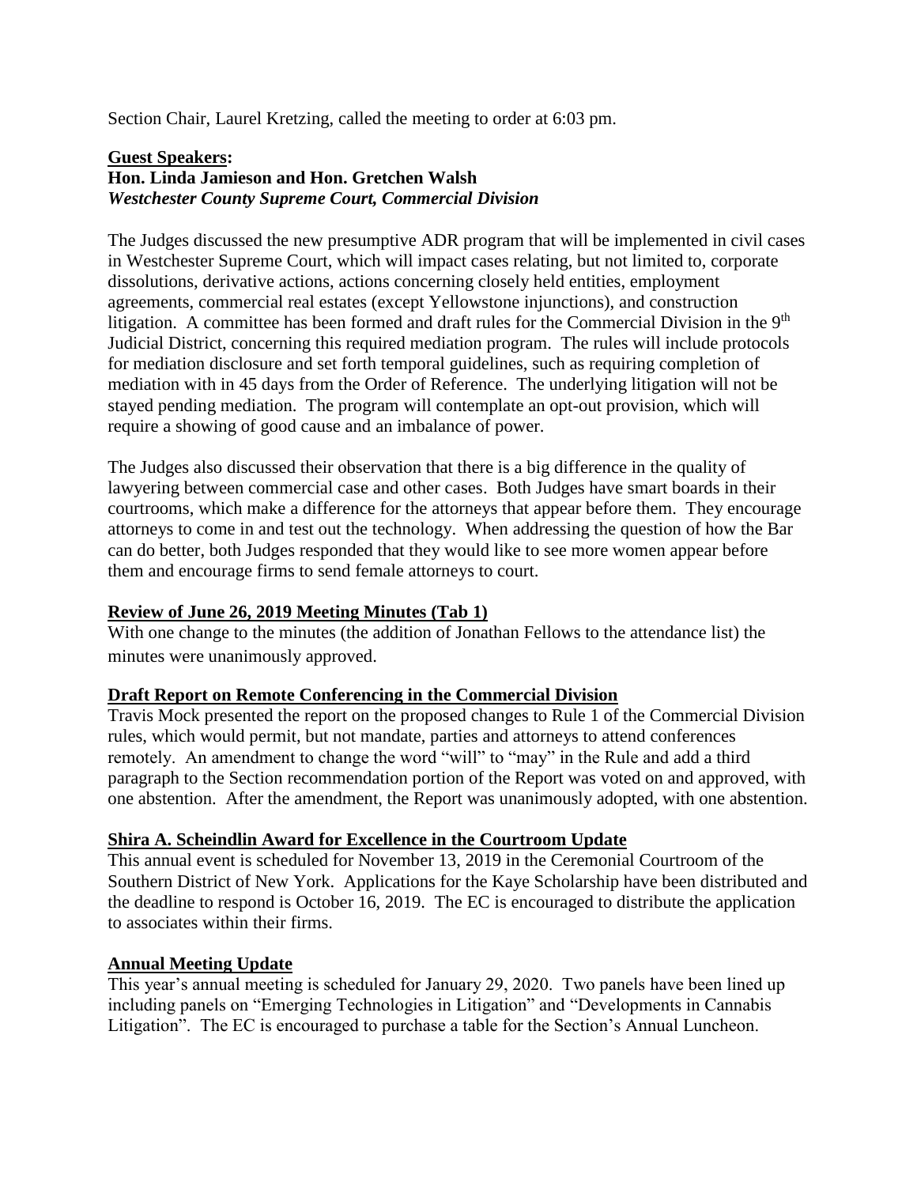Section Chair, Laurel Kretzing, called the meeting to order at 6:03 pm.

**Guest Speakers:**
**Hon. Linda Jamieson and Hon. Gretchen Walsh**
***Westchester County Supreme Court, Commercial Division***

The Judges discussed the new presumptive ADR program that will be implemented in civil cases in Westchester Supreme Court, which will impact cases relating, but not limited to, corporate dissolutions, derivative actions, actions concerning closely held entities, employment agreements, commercial real estates (except Yellowstone injunctions), and construction litigation. A committee has been formed and draft rules for the Commercial Division in the 9th Judicial District, concerning this required mediation program. The rules will include protocols for mediation disclosure and set forth temporal guidelines, such as requiring completion of mediation with in 45 days from the Order of Reference. The underlying litigation will not be stayed pending mediation. The program will contemplate an opt-out provision, which will require a showing of good cause and an imbalance of power.

The Judges also discussed their observation that there is a big difference in the quality of lawyering between commercial case and other cases. Both Judges have smart boards in their courtrooms, which make a difference for the attorneys that appear before them. They encourage attorneys to come in and test out the technology. When addressing the question of how the Bar can do better, both Judges responded that they would like to see more women appear before them and encourage firms to send female attorneys to court.

**Review of June 26, 2019 Meeting Minutes (Tab 1)**

With one change to the minutes (the addition of Jonathan Fellows to the attendance list) the minutes were unanimously approved.

**Draft Report on Remote Conferencing in the Commercial Division**

Travis Mock presented the report on the proposed changes to Rule 1 of the Commercial Division rules, which would permit, but not mandate, parties and attorneys to attend conferences remotely. An amendment to change the word "will" to "may" in the Rule and add a third paragraph to the Section recommendation portion of the Report was voted on and approved, with one abstention. After the amendment, the Report was unanimously adopted, with one abstention.

**Shira A. Scheindlin Award for Excellence in the Courtroom Update**

This annual event is scheduled for November 13, 2019 in the Ceremonial Courtroom of the Southern District of New York. Applications for the Kaye Scholarship have been distributed and the deadline to respond is October 16, 2019. The EC is encouraged to distribute the application to associates within their firms.

**Annual Meeting Update**

This year's annual meeting is scheduled for January 29, 2020. Two panels have been lined up including panels on "Emerging Technologies in Litigation" and "Developments in Cannabis Litigation". The EC is encouraged to purchase a table for the Section's Annual Luncheon.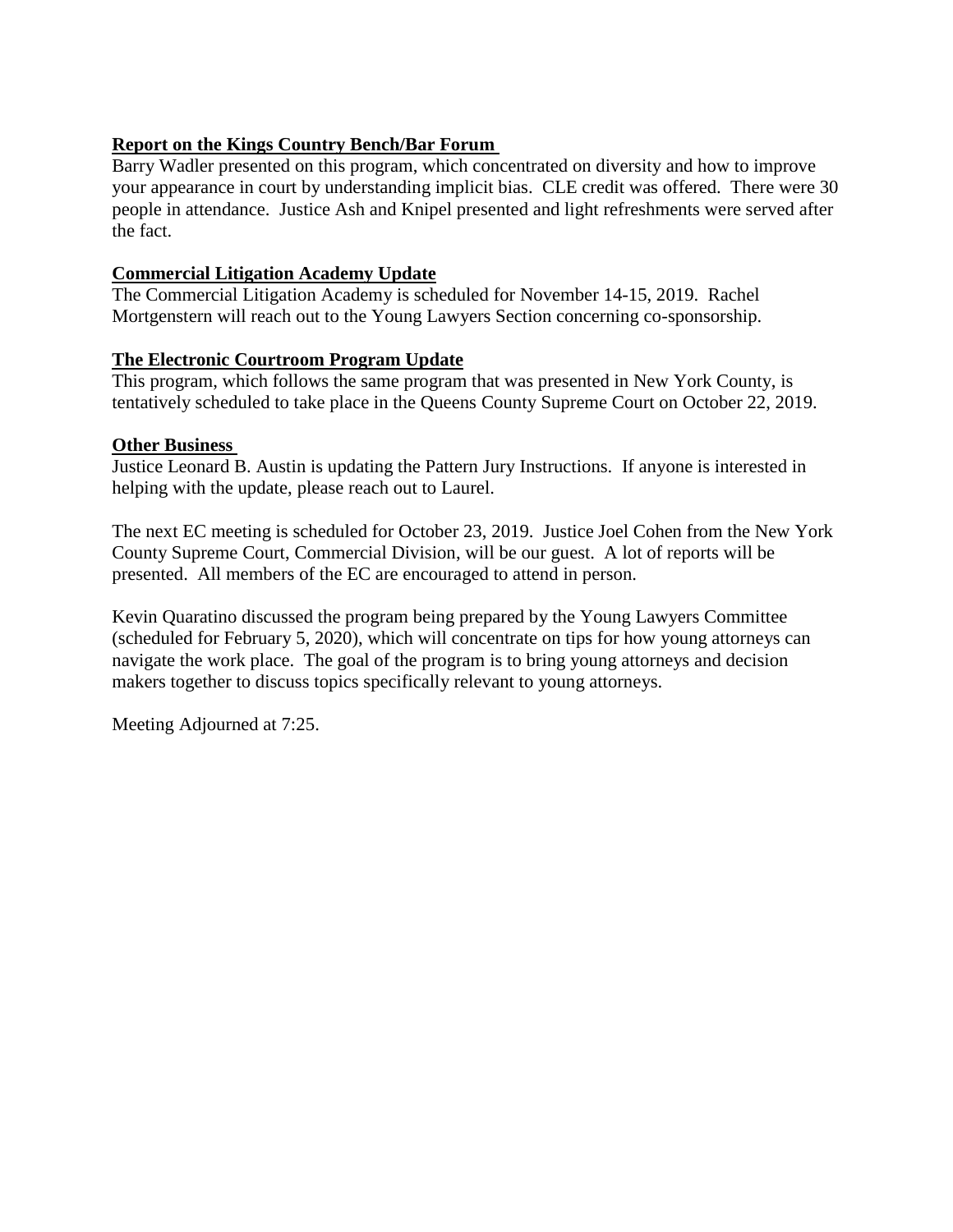**Report on the Kings Country Bench/Bar Forum**

Barry Wadler presented on this program, which concentrated on diversity and how to improve your appearance in court by understanding implicit bias. CLE credit was offered. There were 30 people in attendance. Justice Ash and Knipel presented and light refreshments were served after the fact.

**Commercial Litigation Academy Update**

The Commercial Litigation Academy is scheduled for November 14-15, 2019. Rachel Mortgenstern will reach out to the Young Lawyers Section concerning co-sponsorship.

**The Electronic Courtroom Program Update**

This program, which follows the same program that was presented in New York County, is tentatively scheduled to take place in the Queens County Supreme Court on October 22, 2019.

**Other Business**

Justice Leonard B. Austin is updating the Pattern Jury Instructions. If anyone is interested in helping with the update, please reach out to Laurel.

The next EC meeting is scheduled for October 23, 2019. Justice Joel Cohen from the New York County Supreme Court, Commercial Division, will be our guest. A lot of reports will be presented. All members of the EC are encouraged to attend in person.

Kevin Quaratino discussed the program being prepared by the Young Lawyers Committee (scheduled for February 5, 2020), which will concentrate on tips for how young attorneys can navigate the work place. The goal of the program is to bring young attorneys and decision makers together to discuss topics specifically relevant to young attorneys.

Meeting Adjourned at 7:25.